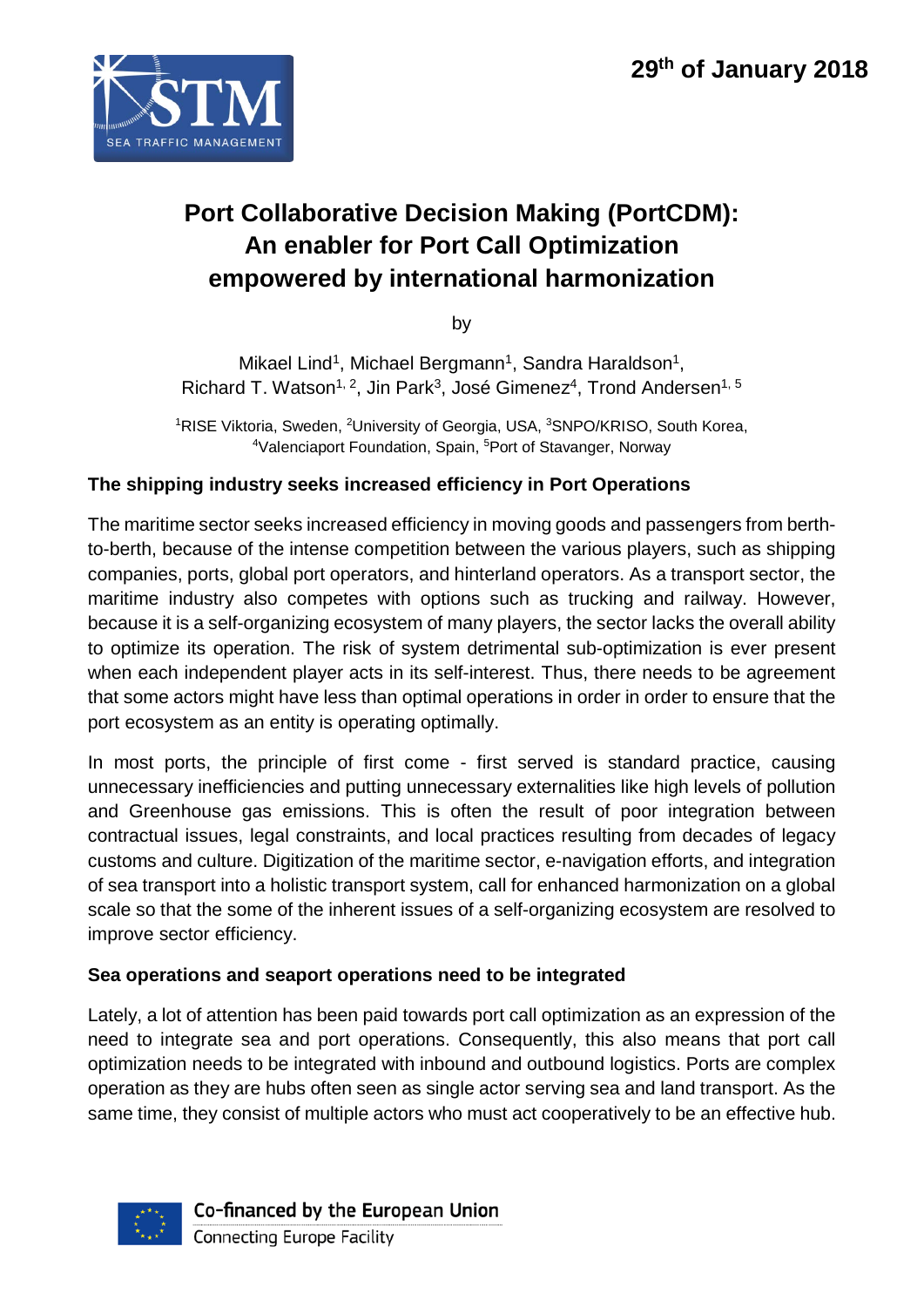29th of January 2018

# Port Collaborative Decision Making (PortCDM): An enabler for Port Call Optimization empowered by international harmonization

by

Mikael Lind[1], Michael Bergmann[1], Sandra Haraldson[1], Richard T. Watson[1, 2], Jin Park[3], José Gimenez[4], Trond Andersen[1, 5]

[1]RISE Viktoria, Sweden, [2]University of Georgia, USA, [3]SNPO/KRISO, South Korea, [4]Valenciaport Foundation, Spain, [5]Port of Stavanger, Norway

## The shipping industry seeks increased efficiency in Port Operations

The maritime sector seeks increased efficiency in moving goods and passengers from berth-to-berth, because of the intense competition between the various players, such as shipping companies, ports, global port operators, and hinterland operators. As a transport sector, the maritime industry also competes with options such as trucking and railway. However, because it is a self-organizing ecosystem of many players, the sector lacks the overall ability to optimize its operation. The risk of system detrimental sub-optimization is ever present when each independent player acts in its self-interest. Thus, there needs to be agreement that some actors might have less than optimal operations in order in order to ensure that the port ecosystem as an entity is operating optimally.

In most ports, the principle of first come - first served is standard practice, causing unnecessary inefficiencies and putting unnecessary externalities like high levels of pollution and Greenhouse gas emissions. This is often the result of poor integration between contractual issues, legal constraints, and local practices resulting from decades of legacy customs and culture. Digitization of the maritime sector, e-navigation efforts, and integration of sea transport into a holistic transport system, call for enhanced harmonization on a global scale so that the some of the inherent issues of a self-organizing ecosystem are resolved to improve sector efficiency.

## Sea operations and seaport operations need to be integrated

Lately, a lot of attention has been paid towards port call optimization as an expression of the need to integrate sea and port operations. Consequently, this also means that port call optimization needs to be integrated with inbound and outbound logistics. Ports are complex operation as they are hubs often seen as single actor serving sea and land transport. As the same time, they consist of multiple actors who must act cooperatively to be an effective hub.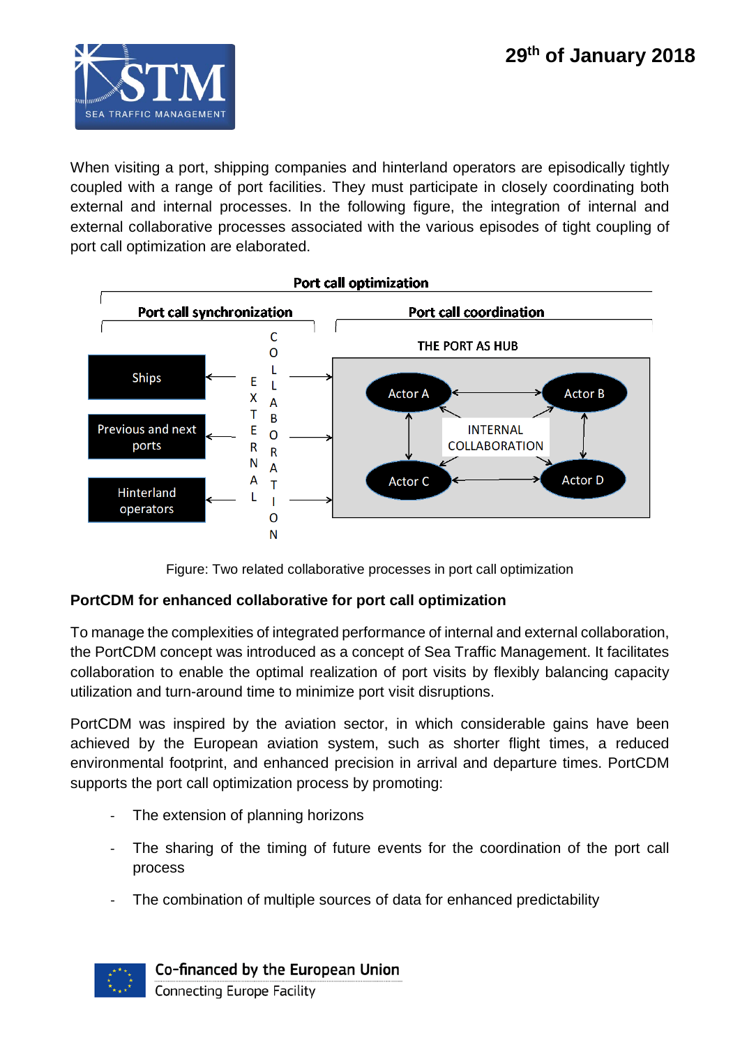When visiting a port, shipping companies and hinterland operators are episodically tightly coupled with a range of port facilities. They must participate in closely coordinating both external and internal processes. In the following figure, the integration of internal and external collaborative processes associated with the various episodes of tight coupling of port call optimization are elaborated.

Figure: Two related collaborative processes in port call optimization

## PortCDM for enhanced collaborative for port call optimization

To manage the complexities of integrated performance of internal and external collaboration, the PortCDM concept was introduced as a concept of Sea Traffic Management. It facilitates collaboration to enable the optimal realization of port visits by flexibly balancing capacity utilization and turn-around time to minimize port visit disruptions.

PortCDM was inspired by the aviation sector, in which considerable gains have been achieved by the European aviation system, such as shorter flight times, a reduced environmental footprint, and enhanced precision in arrival and departure times. PortCDM supports the port call optimization process by promoting:

- The extension of planning horizons
- The sharing of the timing of future events for the coordination of the port call process
- The combination of multiple sources of data for enhanced predictability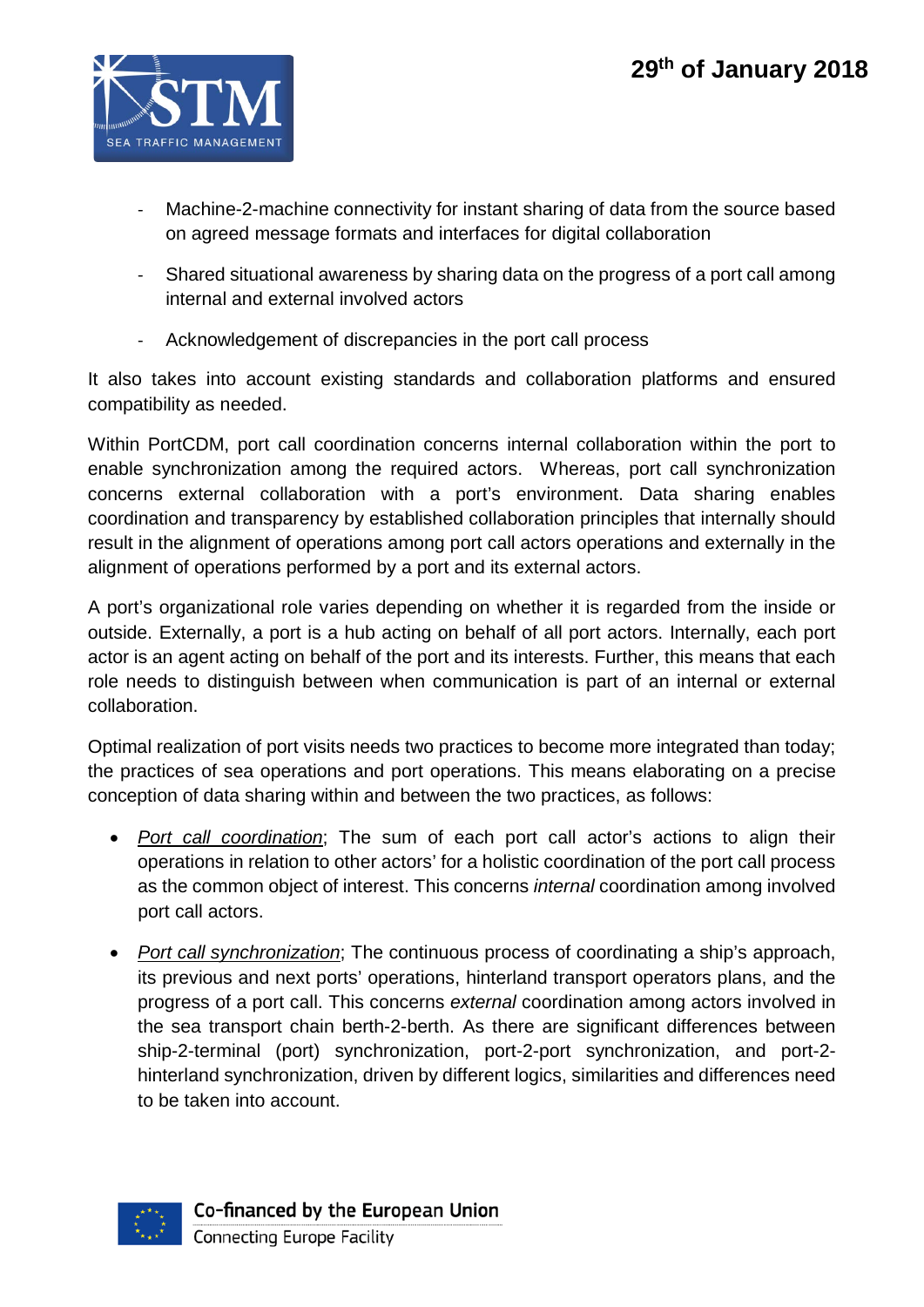- Machine-2-machine connectivity for instant sharing of data from the source based on agreed message formats and interfaces for digital collaboration
- Shared situational awareness by sharing data on the progress of a port call among internal and external involved actors
- Acknowledgement of discrepancies in the port call process

It also takes into account existing standards and collaboration platforms and ensured compatibility as needed.

Within PortCDM, port call coordination concerns internal collaboration within the port to enable synchronization among the required actors. Whereas, port call synchronization concerns external collaboration with a port's environment. Data sharing enables coordination and transparency by established collaboration principles that internally should result in the alignment of operations among port call actors operations and externally in the alignment of operations performed by a port and its external actors.

A port's organizational role varies depending on whether it is regarded from the inside or outside. Externally, a port is a hub acting on behalf of all port actors. Internally, each port actor is an agent acting on behalf of the port and its interests. Further, this means that each role needs to distinguish between when communication is part of an internal or external collaboration.

Optimal realization of port visits needs two practices to become more integrated than today; the practices of sea operations and port operations. This means elaborating on a precise conception of data sharing within and between the two practices, as follows:

- *Port call coordination*; The sum of each port call actor's actions to align their operations in relation to other actors' for a holistic coordination of the port call process as the common object of interest. This concerns *internal* coordination among involved port call actors.
- *Port call synchronization*; The continuous process of coordinating a ship's approach, its previous and next ports' operations, hinterland transport operators plans, and the progress of a port call. This concerns *external* coordination among actors involved in the sea transport chain berth-2-berth. As there are significant differences between ship-2-terminal (port) synchronization, port-2-port synchronization, and port-2-hinterland synchronization, driven by different logics, similarities and differences need to be taken into account.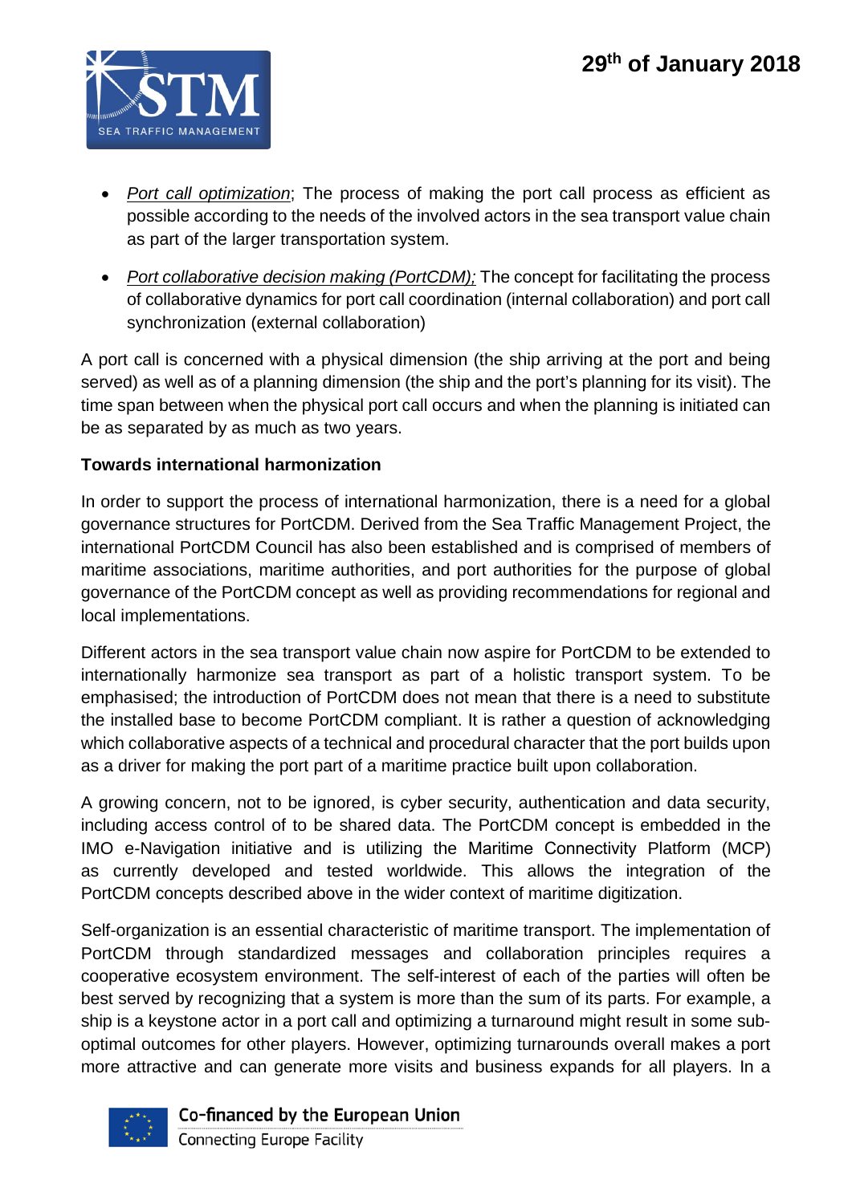- *Port call optimization*; The process of making the port call process as efficient as possible according to the needs of the involved actors in the sea transport value chain as part of the larger transportation system.
- *Port collaborative decision making (PortCDM);* The concept for facilitating the process of collaborative dynamics for port call coordination (internal collaboration) and port call synchronization (external collaboration)

A port call is concerned with a physical dimension (the ship arriving at the port and being served) as well as of a planning dimension (the ship and the port's planning for its visit). The time span between when the physical port call occurs and when the planning is initiated can be as separated by as much as two years.

**Towards international harmonization**

In order to support the process of international harmonization, there is a need for a global governance structures for PortCDM. Derived from the Sea Traffic Management Project, the international PortCDM Council has also been established and is comprised of members of maritime associations, maritime authorities, and port authorities for the purpose of global governance of the PortCDM concept as well as providing recommendations for regional and local implementations.

Different actors in the sea transport value chain now aspire for PortCDM to be extended to internationally harmonize sea transport as part of a holistic transport system. To be emphasised; the introduction of PortCDM does not mean that there is a need to substitute the installed base to become PortCDM compliant. It is rather a question of acknowledging which collaborative aspects of a technical and procedural character that the port builds upon as a driver for making the port part of a maritime practice built upon collaboration.

A growing concern, not to be ignored, is cyber security, authentication and data security, including access control of to be shared data. The PortCDM concept is embedded in the IMO e-Navigation initiative and is utilizing the Maritime Connectivity Platform (MCP) as currently developed and tested worldwide. This allows the integration of the PortCDM concepts described above in the wider context of maritime digitization.

Self-organization is an essential characteristic of maritime transport. The implementation of PortCDM through standardized messages and collaboration principles requires a cooperative ecosystem environment. The self-interest of each of the parties will often be best served by recognizing that a system is more than the sum of its parts. For example, a ship is a keystone actor in a port call and optimizing a turnaround might result in some sub-optimal outcomes for other players. However, optimizing turnarounds overall makes a port more attractive and can generate more visits and business expands for all players. In a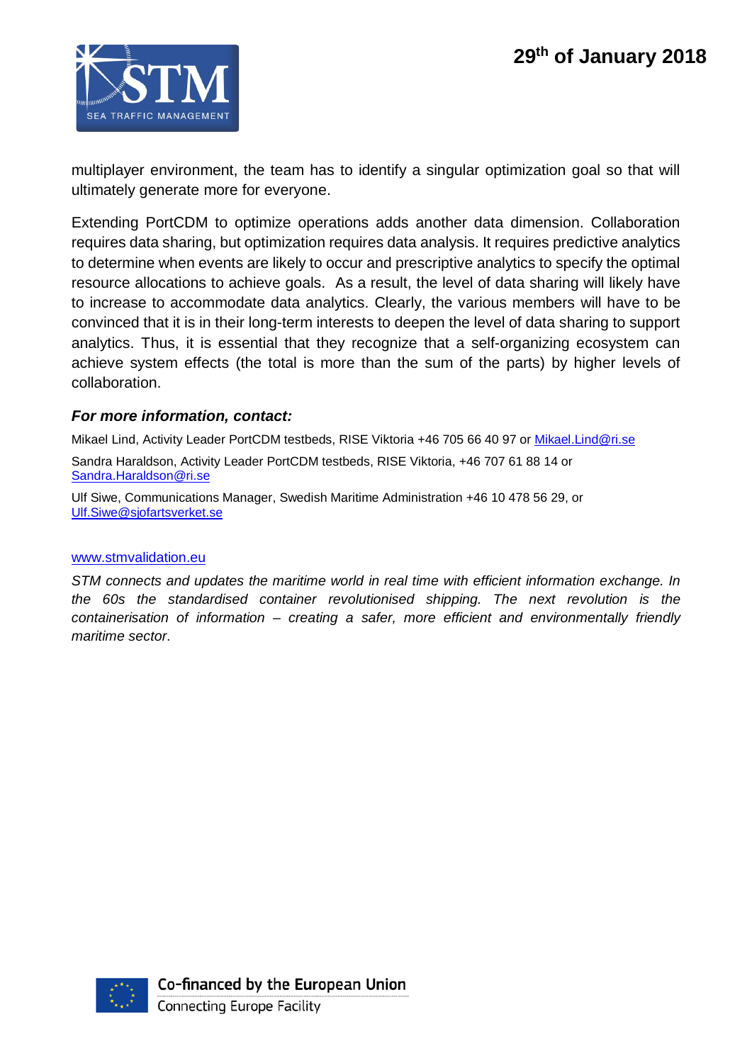multiplayer environment, the team has to identify a singular optimization goal so that will ultimately generate more for everyone.

Extending PortCDM to optimize operations adds another data dimension. Collaboration requires data sharing, but optimization requires data analysis. It requires predictive analytics to determine when events are likely to occur and prescriptive analytics to specify the optimal resource allocations to achieve goals. As a result, the level of data sharing will likely have to increase to accommodate data analytics. Clearly, the various members will have to be convinced that it is in their long-term interests to deepen the level of data sharing to support analytics. Thus, it is essential that they recognize that a self-organizing ecosystem can achieve system effects (the total is more than the sum of the parts) by higher levels of collaboration.

### *For more information, contact:*

Mikael Lind, Activity Leader PortCDM testbeds, RISE Viktoria +46 705 66 40 97 or Mikael.Lind@ri.se

Sandra Haraldson, Activity Leader PortCDM testbeds, RISE Viktoria, +46 707 61 88 14 or Sandra.Haraldson@ri.se

Ulf Siwe, Communications Manager, Swedish Maritime Administration +46 10 478 56 29, or Ulf.Siwe@sjofartsverket.se

www.stmvalidation.eu

*STM connects and updates the maritime world in real time with efficient information exchange. In the 60s the standardised container revolutionised shipping. The next revolution is the containerisation of information – creating a safer, more efficient and environmentally friendly maritime sector*.

Co-financed by the European Union
Connecting Europe Facility